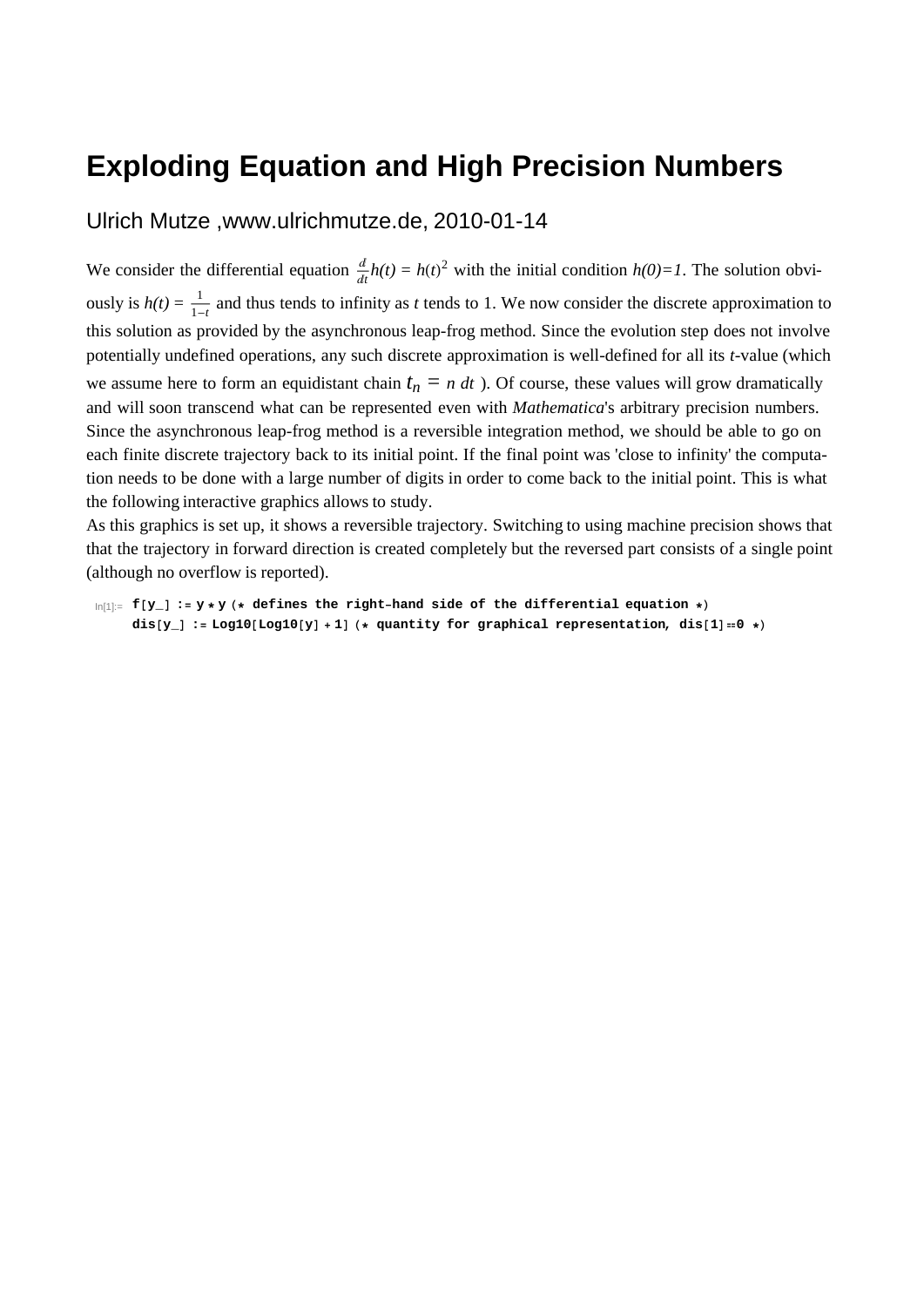# Exploding Equation and High Precision Numbers

Ulrich Mutze ,www.ulrichmutze.de, 2010-01-14

We consider the differential equation $\frac{d}{dt}h(t) = h(t)^2$ with the initial condition *h(0)=1*. The solution obviously is $h(t) = \frac{1}{1-t}$ and thus tends to infinity as *t* tends to 1. We now consider the discrete approximation to this solution as provided by the asynchronous leap-frog method. Since the evolution step does not involve potentially undefined operations, any such discrete approximation is well-defined for all its *t*-value (which we assume here to form an equidistant chain $t_n = n\,dt$ ). Of course, these values will grow dramatically and will soon transcend what can be represented even with *Mathematica*'s arbitrary precision numbers. Since the asynchronous leap-frog method is a reversible integration method, we should be able to go on each finite discrete trajectory back to its initial point. If the final point was 'close to infinity' the computation needs to be done with a large number of digits in order to come back to the initial point. This is what the following interactive graphics allows to study.

As this graphics is set up, it shows a reversible trajectory. Switching to using machine precision shows that that the trajectory in forward direction is created completely but the reversed part consists of a single point (although no overflow is reported).

```
In[1]:= f[y_] := y * y (* defines the right-hand side of the differential equation *)
        dis[y_] := Log10[Log10[y] + 1] (* quantity for graphical representation, dis[1] == 0 *)
```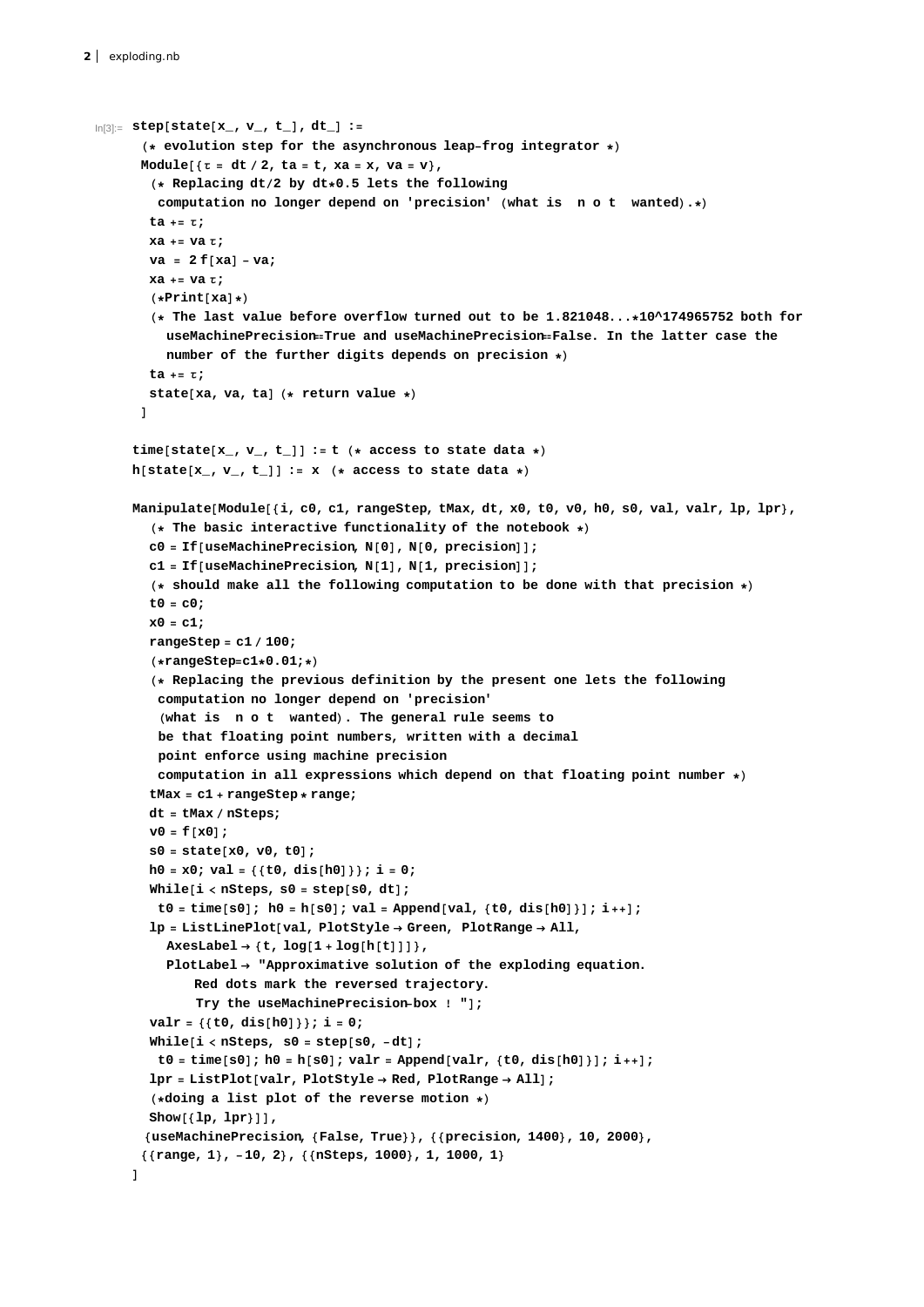In[3]:=

```
step[state[x_, v_, t_], dt_] :=
 (* evolution step for the asynchronous leap-frog integrator *)
 Module[{τ = dt / 2, ta = t, xa = x, va = v},
  (* Replacing dt/2 by dt*0.5 lets the following
   computation no longer depend on 'precision' (what is  n o t  wanted).*)
  ta += τ;
  xa += va τ;
  va = 2 f[xa] - va;
  xa += va τ;
  (*Print[xa]*)
  (* The last value before overflow turned out to be 1.821048...*10^174965752 both for
    useMachinePrecision==True and useMachinePrecision==False. In the latter case the
    number of the further digits depends on precision *)
  ta += τ;
  state[xa, va, ta] (* return value *)
 ]

time[state[x_, v_, t_]] := t (* access to state data *)
h[state[x_, v_, t_]] := x (* access to state data *)

Manipulate[Module[{i, c0, c1, rangeStep, tMax, dt, x0, t0, v0, h0, s0, val, valr, lp, lpr},
  (* The basic interactive functionality of the notebook *)
  c0 = If[useMachinePrecision, N[0], N[0, precision]];
  c1 = If[useMachinePrecision, N[1], N[1, precision]];
  (* should make all the following computation to be done with that precision *)
  t0 = c0;
  x0 = c1;
  rangeStep = c1 / 100;
  (*rangeStep=c1*0.01;*)
  (* Replacing the previous definition by the present one lets the following
   computation no longer depend on 'precision'
   (what is  n o t  wanted). The general rule seems to
   be that floating point numbers, written with a decimal
   point enforce using machine precision
   computation in all expressions which depend on that floating point number *)
  tMax = c1 + rangeStep * range;
  dt = tMax / nSteps;
  v0 = f[x0];
  s0 = state[x0, v0, t0];
  h0 = x0; val = {{t0, dis[h0]}}; i = 0;
  While[i < nSteps, s0 = step[s0, dt];
   t0 = time[s0]; h0 = h[s0]; val = Append[val, {t0, dis[h0]}]; i++];
  lp = ListLinePlot[val, PlotStyle → Green, PlotRange → All,
    AxesLabel → {t, log[1 + log[h[t]]]},
    PlotLabel → "Approximative solution of the exploding equation.
       Red dots mark the reversed trajectory.
       Try the useMachinePrecision-box ! "];
  valr = {{t0, dis[h0]}}; i = 0;
  While[i < nSteps, s0 = step[s0, -dt];
   t0 = time[s0]; h0 = h[s0]; valr = Append[valr, {t0, dis[h0]}]; i++];
  lpr = ListPlot[valr, PlotStyle → Red, PlotRange → All];
  (*doing a list plot of the reverse motion *)
  Show[{lp, lpr}]],
 {useMachinePrecision, {False, True}}, {{precision, 1400}, 10, 2000},
 {{range, 1}, -10, 2}, {{nSteps, 1000}, 1, 1000, 1}
]
```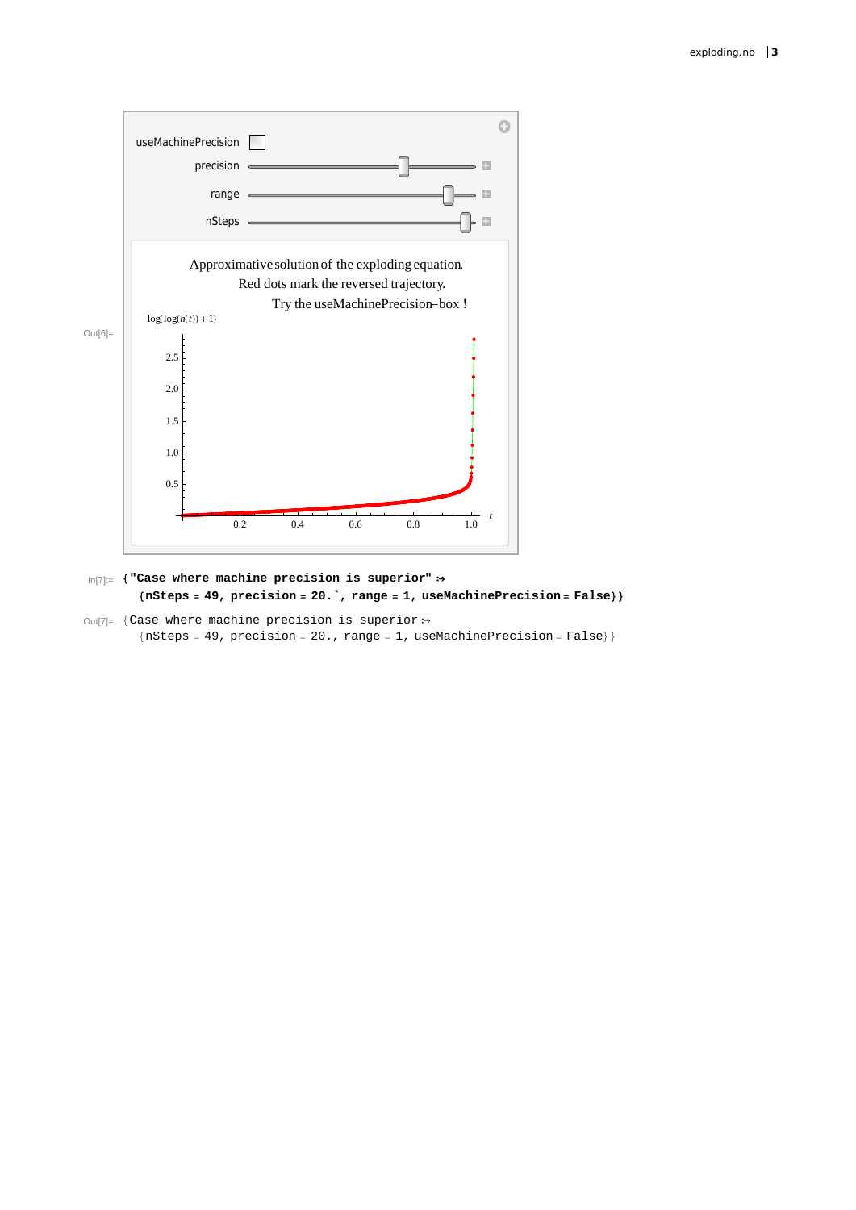Out[6]=

useMachinePrecision

precision

range

nSteps

Approximative solution of the exploding equation.

Red dots mark the reversed trajectory.

Try the useMachinePrecision–box !

log(log(h(t)) + 1)

2.5

2.0

1.5

1.0

0.5

0.2

0.4

0.6

0.8

1.0

t

In[7]:=

```
{"Case where machine precision is superior" :→
  {nSteps = 49, precision = 20.`, range = 1, useMachinePrecision = False}}
```

Out[7]=

```
{Case where machine precision is superior :→
  {nSteps = 49, precision = 20., range = 1, useMachinePrecision = False}}
```